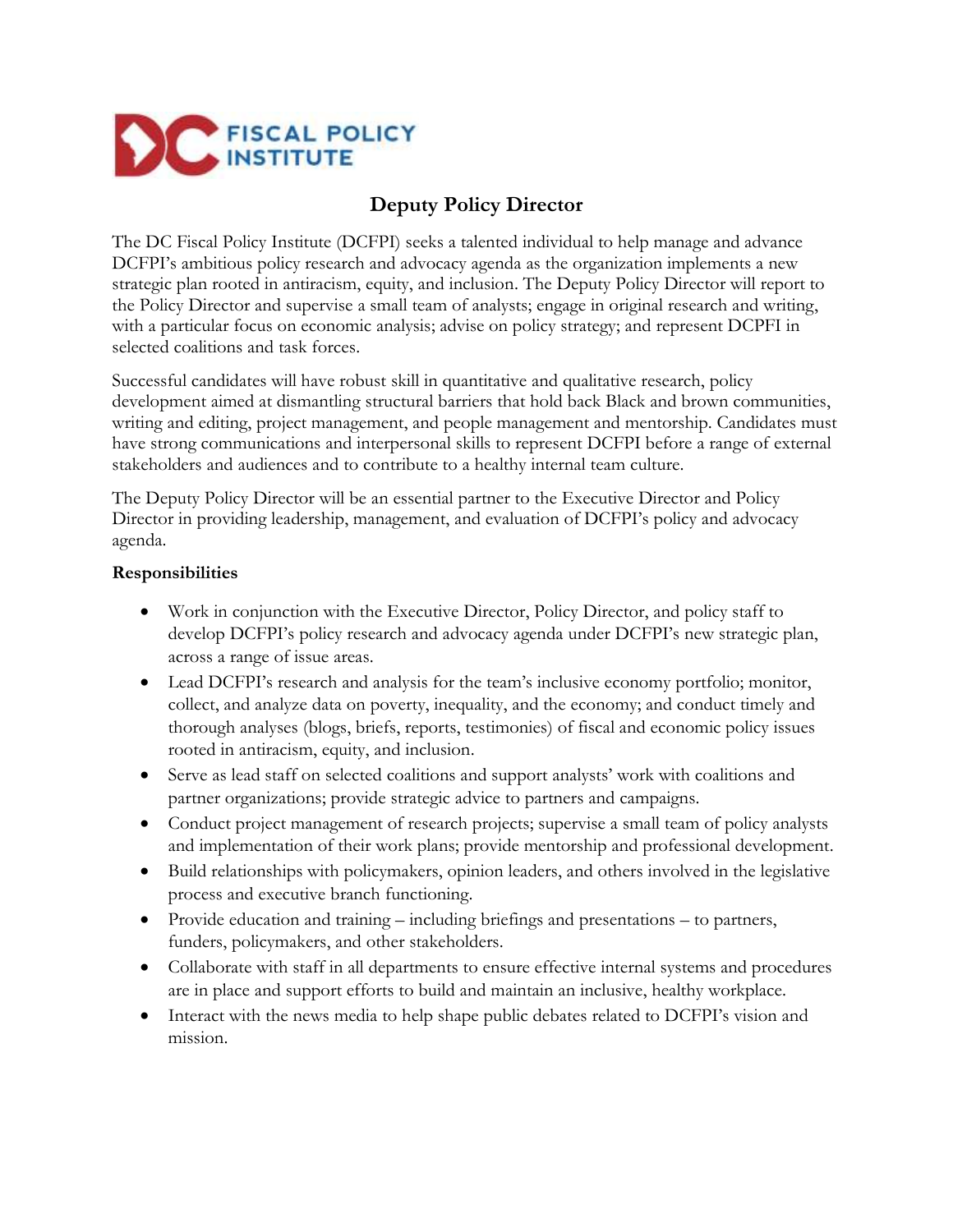DC FISCAL POLICY INSTITUTE

# Deputy Policy Director

The DC Fiscal Policy Institute (DCFPI) seeks a talented individual to help manage and advance DCFPI's ambitious policy research and advocacy agenda as the organization implements a new strategic plan rooted in antiracism, equity, and inclusion. The Deputy Policy Director will report to the Policy Director and supervise a small team of analysts; engage in original research and writing, with a particular focus on economic analysis; advise on policy strategy; and represent DCPFI in selected coalitions and task forces.

Successful candidates will have robust skill in quantitative and qualitative research, policy development aimed at dismantling structural barriers that hold back Black and brown communities, writing and editing, project management, and people management and mentorship. Candidates must have strong communications and interpersonal skills to represent DCFPI before a range of external stakeholders and audiences and to contribute to a healthy internal team culture.

The Deputy Policy Director will be an essential partner to the Executive Director and Policy Director in providing leadership, management, and evaluation of DCFPI's policy and advocacy agenda.

**Responsibilities**

- Work in conjunction with the Executive Director, Policy Director, and policy staff to develop DCFPI's policy research and advocacy agenda under DCFPI's new strategic plan, across a range of issue areas.
- Lead DCFPI's research and analysis for the team's inclusive economy portfolio; monitor, collect, and analyze data on poverty, inequality, and the economy; and conduct timely and thorough analyses (blogs, briefs, reports, testimonies) of fiscal and economic policy issues rooted in antiracism, equity, and inclusion.
- Serve as lead staff on selected coalitions and support analysts' work with coalitions and partner organizations; provide strategic advice to partners and campaigns.
- Conduct project management of research projects; supervise a small team of policy analysts and implementation of their work plans; provide mentorship and professional development.
- Build relationships with policymakers, opinion leaders, and others involved in the legislative process and executive branch functioning.
- Provide education and training – including briefings and presentations – to partners, funders, policymakers, and other stakeholders.
- Collaborate with staff in all departments to ensure effective internal systems and procedures are in place and support efforts to build and maintain an inclusive, healthy workplace.
- Interact with the news media to help shape public debates related to DCFPI's vision and mission.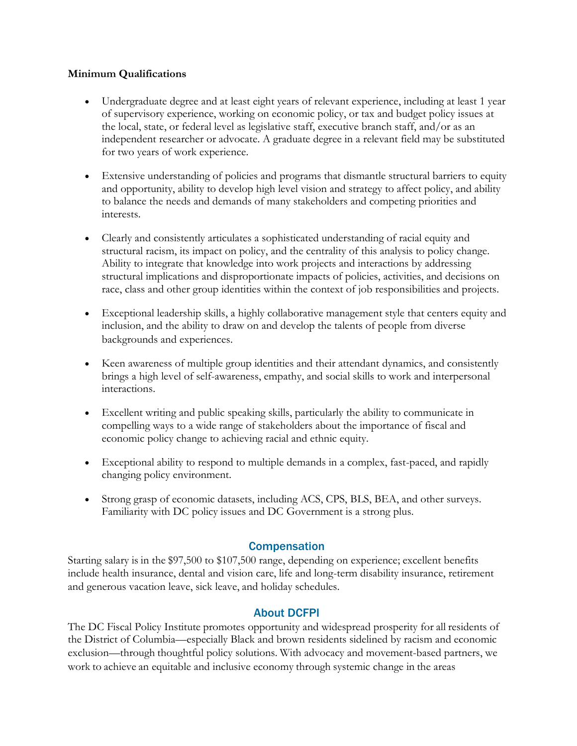**Minimum Qualifications**

- Undergraduate degree and at least eight years of relevant experience, including at least 1 year of supervisory experience, working on economic policy, or tax and budget policy issues at the local, state, or federal level as legislative staff, executive branch staff, and/or as an independent researcher or advocate. A graduate degree in a relevant field may be substituted for two years of work experience.

- Extensive understanding of policies and programs that dismantle structural barriers to equity and opportunity, ability to develop high level vision and strategy to affect policy, and ability to balance the needs and demands of many stakeholders and competing priorities and interests.

- Clearly and consistently articulates a sophisticated understanding of racial equity and structural racism, its impact on policy, and the centrality of this analysis to policy change. Ability to integrate that knowledge into work projects and interactions by addressing structural implications and disproportionate impacts of policies, activities, and decisions on race, class and other group identities within the context of job responsibilities and projects.

- Exceptional leadership skills, a highly collaborative management style that centers equity and inclusion, and the ability to draw on and develop the talents of people from diverse backgrounds and experiences.

- Keen awareness of multiple group identities and their attendant dynamics, and consistently brings a high level of self-awareness, empathy, and social skills to work and interpersonal interactions.

- Excellent writing and public speaking skills, particularly the ability to communicate in compelling ways to a wide range of stakeholders about the importance of fiscal and economic policy change to achieving racial and ethnic equity.

- Exceptional ability to respond to multiple demands in a complex, fast-paced, and rapidly changing policy environment.

- Strong grasp of economic datasets, including ACS, CPS, BLS, BEA, and other surveys. Familiarity with DC policy issues and DC Government is a strong plus.

## Compensation

Starting salary is in the $97,500 to $107,500 range, depending on experience; excellent benefits include health insurance, dental and vision care, life and long-term disability insurance, retirement and generous vacation leave, sick leave, and holiday schedules.

## About DCFPI

The DC Fiscal Policy Institute promotes opportunity and widespread prosperity for all residents of the District of Columbia—especially Black and brown residents sidelined by racism and economic exclusion—through thoughtful policy solutions. With advocacy and movement-based partners, we work to achieve an equitable and inclusive economy through systemic change in the areas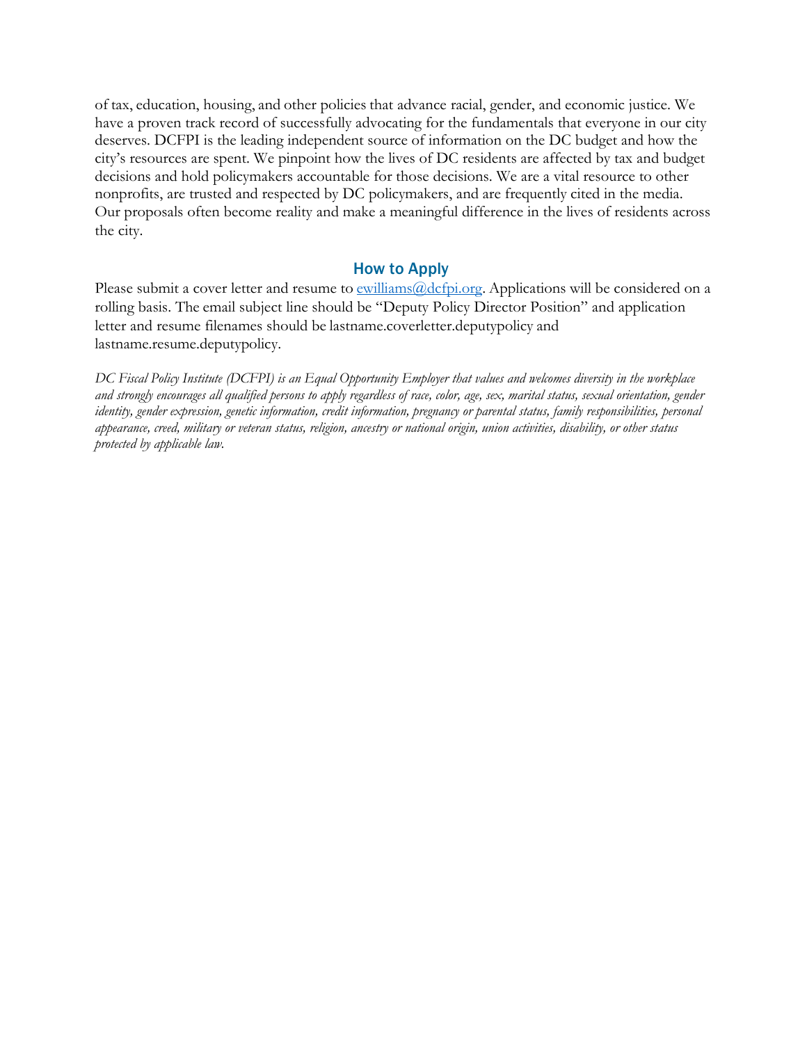of tax, education, housing, and other policies that advance racial, gender, and economic justice. We have a proven track record of successfully advocating for the fundamentals that everyone in our city deserves. DCFPI is the leading independent source of information on the DC budget and how the city's resources are spent. We pinpoint how the lives of DC residents are affected by tax and budget decisions and hold policymakers accountable for those decisions. We are a vital resource to other nonprofits, are trusted and respected by DC policymakers, and are frequently cited in the media. Our proposals often become reality and make a meaningful difference in the lives of residents across the city.

## How to Apply

Please submit a cover letter and resume to [ewilliams@dcfpi.org](mailto:ewilliams@dcfpi.org). Applications will be considered on a rolling basis. The email subject line should be "Deputy Policy Director Position" and application letter and resume filenames should be lastname.coverletter.deputypolicy and lastname.resume.deputypolicy.

*DC Fiscal Policy Institute (DCFPI) is an Equal Opportunity Employer that values and welcomes diversity in the workplace and strongly encourages all qualified persons to apply regardless of race, color, age, sex, marital status, sexual orientation, gender identity, gender expression, genetic information, credit information, pregnancy or parental status, family responsibilities, personal appearance, creed, military or veteran status, religion, ancestry or national origin, union activities, disability, or other status protected by applicable law.*